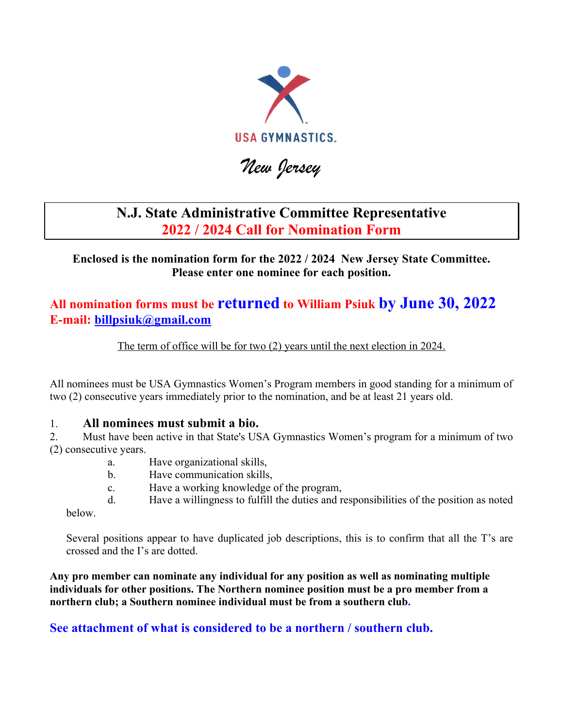USA GYMNASTICS.

*New Jersey*

# N.J. State Administrative Committee Representative
## 2022 / 2024 Call for Nomination Form

**Enclosed is the nomination form for the 2022 / 2024 New Jersey State Committee. Please enter one nominee for each position.**

**All nomination forms must be returned to William Psiuk by June 30, 2022**
**E-mail: billpsiuk@gmail.com**

The term of office will be for two (2) years until the next election in 2024.

All nominees must be USA Gymnastics Women's Program members in good standing for a minimum of two (2) consecutive years immediately prior to the nomination, and be at least 21 years old.

1. **All nominees must submit a bio.**
2. Must have been active in that State's USA Gymnastics Women's program for a minimum of two (2) consecutive years.
   a. Have organizational skills,
   b. Have communication skills,
   c. Have a working knowledge of the program,
   d. Have a willingness to fulfill the duties and responsibilities of the position as noted below.

Several positions appear to have duplicated job descriptions, this is to confirm that all the T's are crossed and the I's are dotted.

**Any pro member can nominate any individual for any position as well as nominating multiple individuals for other positions. The Northern nominee position must be a pro member from a northern club; a Southern nominee individual must be from a southern club.**

**See attachment of what is considered to be a northern / southern club.**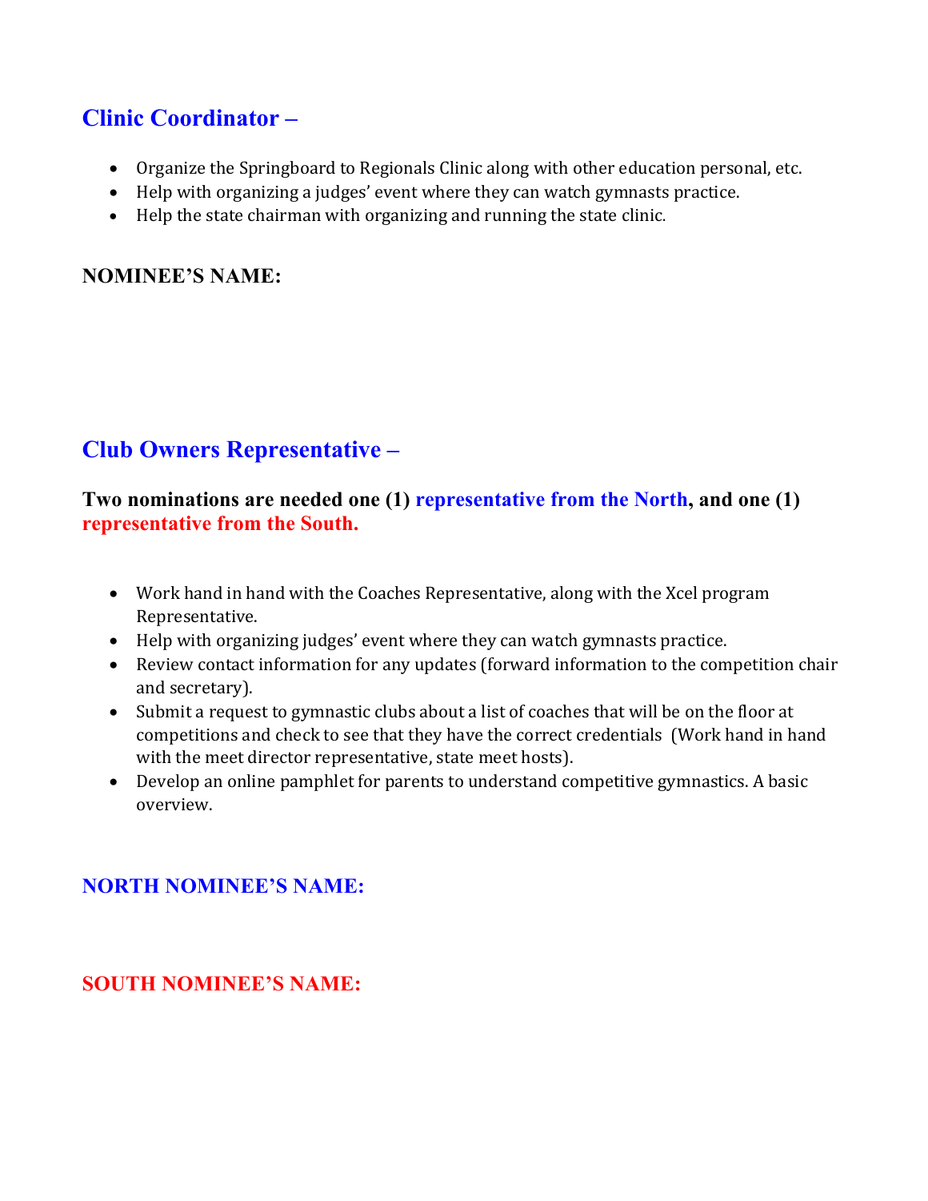## Clinic Coordinator –

- Organize the Springboard to Regionals Clinic along with other education personal, etc.
- Help with organizing a judges' event where they can watch gymnasts practice.
- Help the state chairman with organizing and running the state clinic.

**NOMINEE'S NAME:**

## Club Owners Representative –

**Two nominations are needed one (1) representative from the North, and one (1) representative from the South.**

- Work hand in hand with the Coaches Representative, along with the Xcel program Representative.
- Help with organizing judges' event where they can watch gymnasts practice.
- Review contact information for any updates (forward information to the competition chair and secretary).
- Submit a request to gymnastic clubs about a list of coaches that will be on the floor at competitions and check to see that they have the correct credentials (Work hand in hand with the meet director representative, state meet hosts).
- Develop an online pamphlet for parents to understand competitive gymnastics. A basic overview.

**NORTH NOMINEE'S NAME:**

**SOUTH NOMINEE'S NAME:**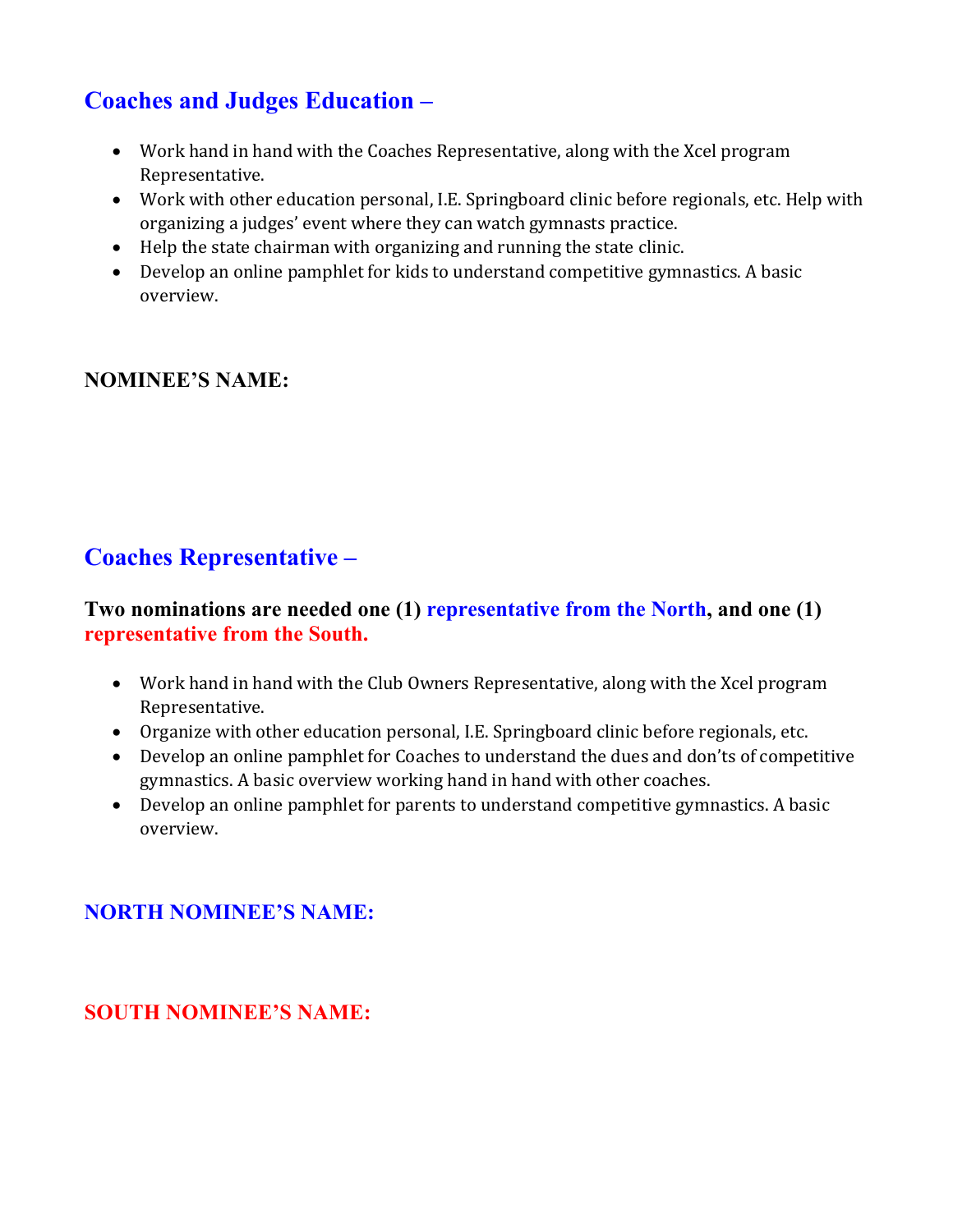## Coaches and Judges Education –

- Work hand in hand with the Coaches Representative, along with the Xcel program Representative.
- Work with other education personal, I.E. Springboard clinic before regionals, etc. Help with organizing a judges' event where they can watch gymnasts practice.
- Help the state chairman with organizing and running the state clinic.
- Develop an online pamphlet for kids to understand competitive gymnastics. A basic overview.

**NOMINEE'S NAME:**

## Coaches Representative –

**Two nominations are needed one (1) representative from the North, and one (1) representative from the South.**

- Work hand in hand with the Club Owners Representative, along with the Xcel program Representative.
- Organize with other education personal, I.E. Springboard clinic before regionals, etc.
- Develop an online pamphlet for Coaches to understand the dues and don'ts of competitive gymnastics. A basic overview working hand in hand with other coaches.
- Develop an online pamphlet for parents to understand competitive gymnastics. A basic overview.

**NORTH NOMINEE'S NAME:**

**SOUTH NOMINEE'S NAME:**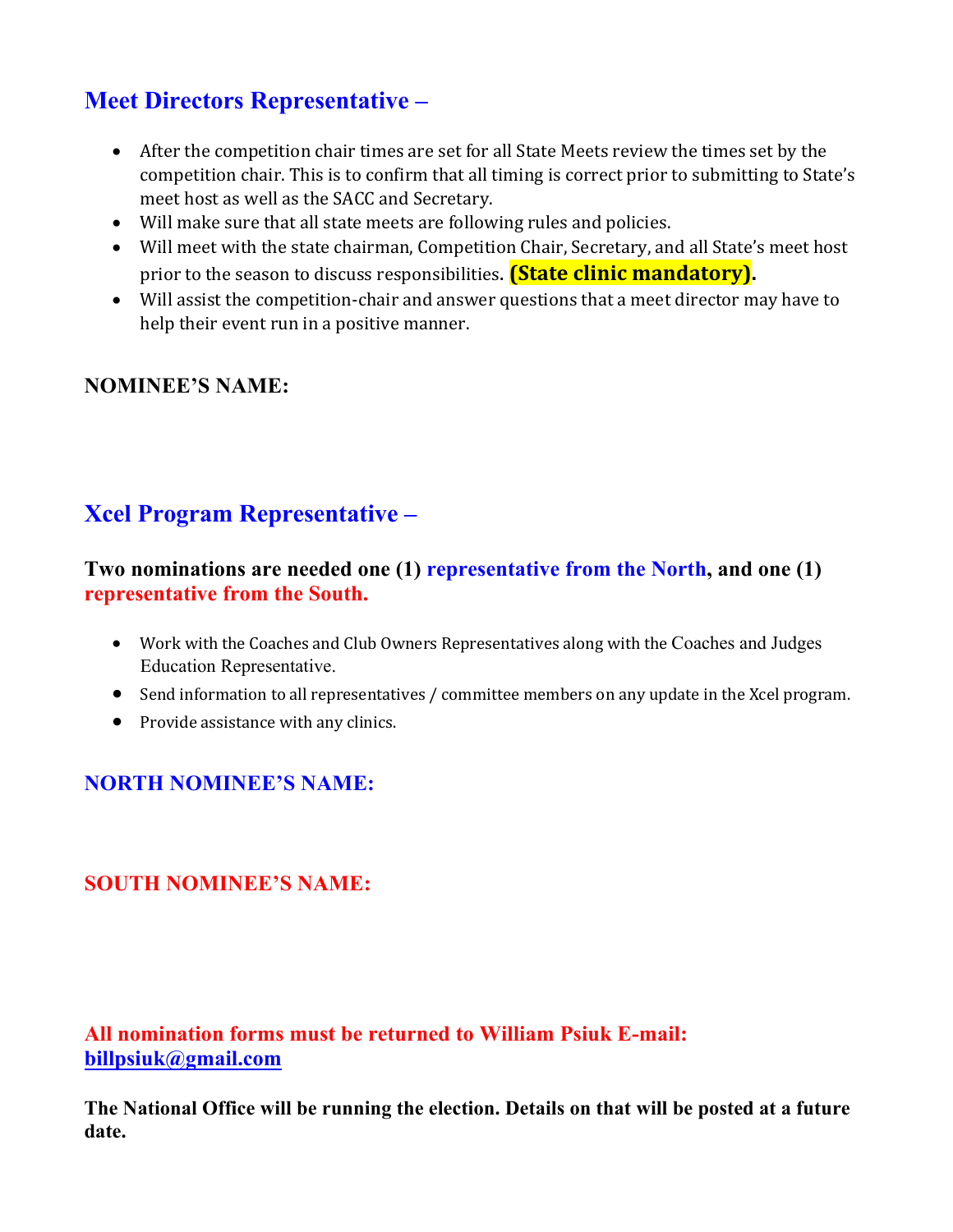## Meet Directors Representative –

- After the competition chair times are set for all State Meets review the times set by the competition chair. This is to confirm that all timing is correct prior to submitting to State's meet host as well as the SACC and Secretary.
- Will make sure that all state meets are following rules and policies.
- Will meet with the state chairman, Competition Chair, Secretary, and all State's meet host prior to the season to discuss responsibilities. **(State clinic mandatory).**
- Will assist the competition-chair and answer questions that a meet director may have to help their event run in a positive manner.

**NOMINEE'S NAME:**

## Xcel Program Representative –

**Two nominations are needed one (1) representative from the North, and one (1) representative from the South.**

- Work with the Coaches and Club Owners Representatives along with the Coaches and Judges Education Representative.
- Send information to all representatives / committee members on any update in the Xcel program.
- Provide assistance with any clinics.

**NORTH NOMINEE'S NAME:**

**SOUTH NOMINEE'S NAME:**

**All nomination forms must be returned to William Psiuk E-mail: billpsiuk@gmail.com**

**The National Office will be running the election. Details on that will be posted at a future date.**